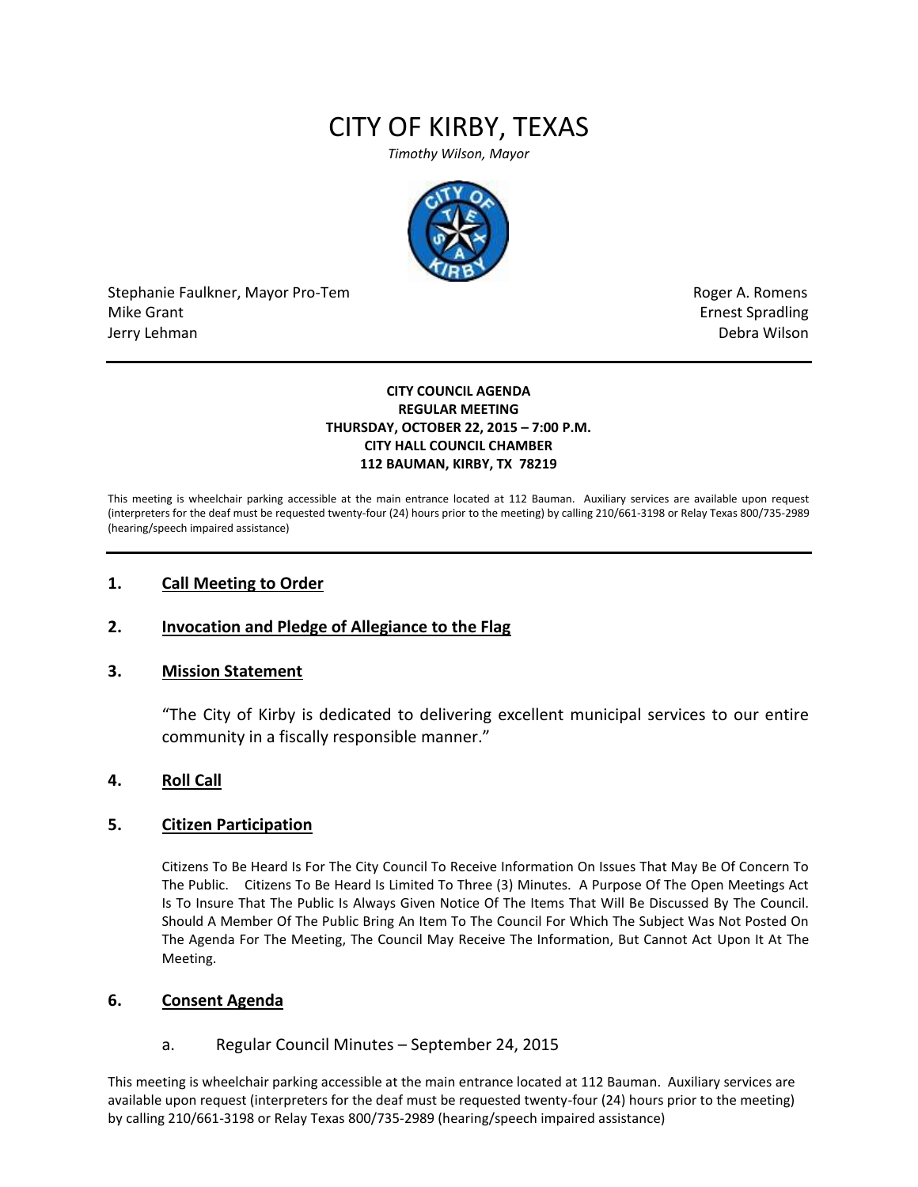# CITY OF KIRBY, TEXAS

*Timothy Wilson, Mayor*

Stephanie Faulkner, Mayor Pro-Tem
Mike Grant
Jerry Lehman

Roger A. Romens
Ernest Spradling
Debra Wilson

---

**CITY COUNCIL AGENDA**
**REGULAR MEETING**
**THURSDAY, OCTOBER 22, 2015 – 7:00 P.M.**
**CITY HALL COUNCIL CHAMBER**
**112 BAUMAN, KIRBY, TX 78219**

This meeting is wheelchair parking accessible at the main entrance located at 112 Bauman. Auxiliary services are available upon request (interpreters for the deaf must be requested twenty-four (24) hours prior to the meeting) by calling 210/661-3198 or Relay Texas 800/735-2989 (hearing/speech impaired assistance)

---

## 1. Call Meeting to Order

## 2. Invocation and Pledge of Allegiance to the Flag

## 3. Mission Statement

"The City of Kirby is dedicated to delivering excellent municipal services to our entire community in a fiscally responsible manner."

## 4. Roll Call

## 5. Citizen Participation

Citizens To Be Heard Is For The City Council To Receive Information On Issues That May Be Of Concern To The Public. Citizens To Be Heard Is Limited To Three (3) Minutes. A Purpose Of The Open Meetings Act Is To Insure That The Public Is Always Given Notice Of The Items That Will Be Discussed By The Council. Should A Member Of The Public Bring An Item To The Council For Which The Subject Was Not Posted On The Agenda For The Meeting, The Council May Receive The Information, But Cannot Act Upon It At The Meeting.

## 6. Consent Agenda

a. Regular Council Minutes – September 24, 2015

This meeting is wheelchair parking accessible at the main entrance located at 112 Bauman. Auxiliary services are available upon request (interpreters for the deaf must be requested twenty-four (24) hours prior to the meeting) by calling 210/661-3198 or Relay Texas 800/735-2989 (hearing/speech impaired assistance)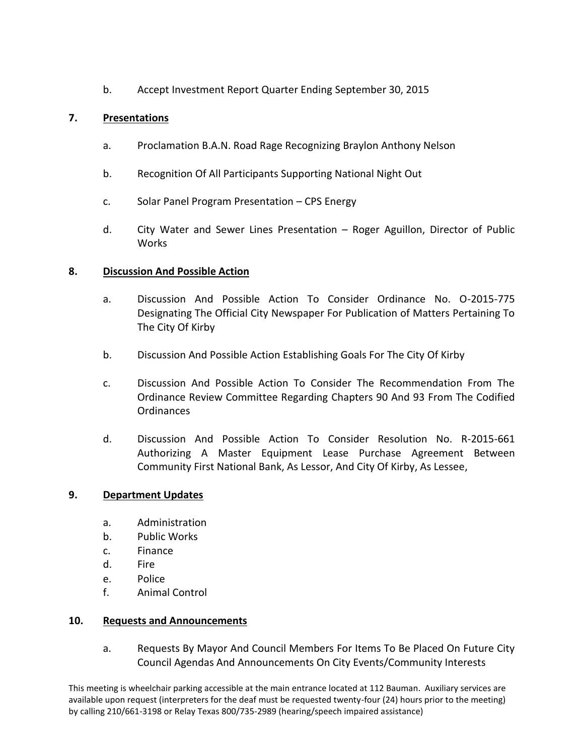b. Accept Investment Report Quarter Ending September 30, 2015

## 7. Presentations

a. Proclamation B.A.N. Road Rage Recognizing Braylon Anthony Nelson

b. Recognition Of All Participants Supporting National Night Out

c. Solar Panel Program Presentation – CPS Energy

d. City Water and Sewer Lines Presentation – Roger Aguillon, Director of Public Works

## 8. Discussion And Possible Action

a. Discussion And Possible Action To Consider Ordinance No. O-2015-775 Designating The Official City Newspaper For Publication of Matters Pertaining To The City Of Kirby

b. Discussion And Possible Action Establishing Goals For The City Of Kirby

c. Discussion And Possible Action To Consider The Recommendation From The Ordinance Review Committee Regarding Chapters 90 And 93 From The Codified Ordinances

d. Discussion And Possible Action To Consider Resolution No. R-2015-661 Authorizing A Master Equipment Lease Purchase Agreement Between Community First National Bank, As Lessor, And City Of Kirby, As Lessee,

## 9. Department Updates

a. Administration
b. Public Works
c. Finance
d. Fire
e. Police
f. Animal Control

## 10. Requests and Announcements

a. Requests By Mayor And Council Members For Items To Be Placed On Future City Council Agendas And Announcements On City Events/Community Interests

This meeting is wheelchair parking accessible at the main entrance located at 112 Bauman. Auxiliary services are available upon request (interpreters for the deaf must be requested twenty-four (24) hours prior to the meeting) by calling 210/661-3198 or Relay Texas 800/735-2989 (hearing/speech impaired assistance)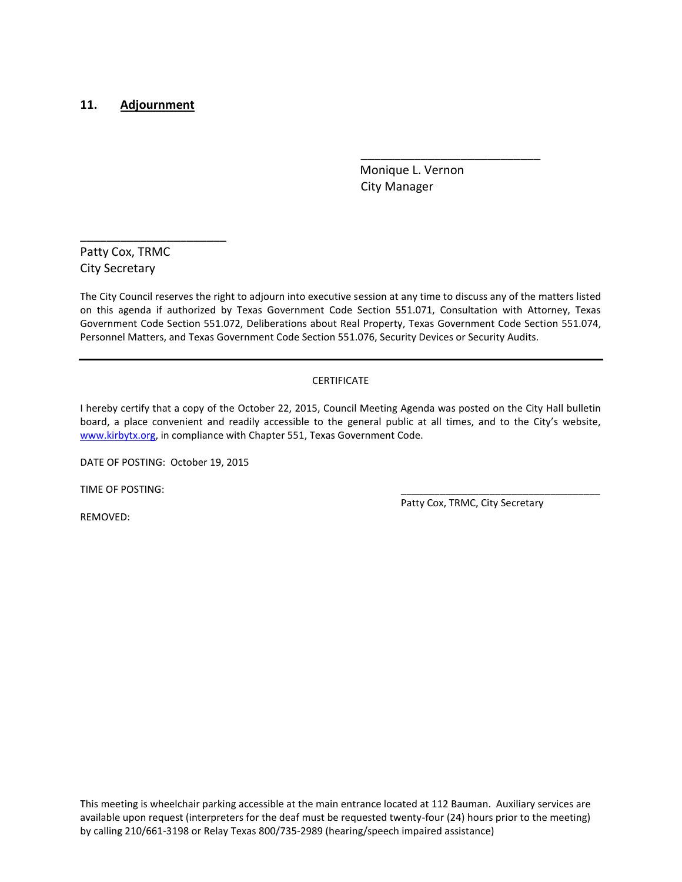**11. Adjournment**

\_\_\_\_\_\_\_\_\_\_\_\_\_\_\_\_\_\_\_\_\_\_\_\_\_\_\_\_\_\_

Monique L. Vernon
City Manager

\_\_\_\_\_\_\_\_\_\_\_\_\_\_\_\_\_\_\_\_\_\_\_\_

Patty Cox, TRMC
City Secretary

The City Council reserves the right to adjourn into executive session at any time to discuss any of the matters listed on this agenda if authorized by Texas Government Code Section 551.071, Consultation with Attorney, Texas Government Code Section 551.072, Deliberations about Real Property, Texas Government Code Section 551.074, Personnel Matters, and Texas Government Code Section 551.076, Security Devices or Security Audits.

---

CERTIFICATE

I hereby certify that a copy of the October 22, 2015, Council Meeting Agenda was posted on the City Hall bulletin board, a place convenient and readily accessible to the general public at all times, and to the City's website, www.kirbytx.org, in compliance with Chapter 551, Texas Government Code.

DATE OF POSTING: October 19, 2015

TIME OF POSTING:

\_\_\_\_\_\_\_\_\_\_\_\_\_\_\_\_\_\_\_\_\_\_\_\_\_\_\_\_\_\_\_\_\_\_\_

Patty Cox, TRMC, City Secretary

REMOVED:

This meeting is wheelchair parking accessible at the main entrance located at 112 Bauman. Auxiliary services are available upon request (interpreters for the deaf must be requested twenty-four (24) hours prior to the meeting) by calling 210/661-3198 or Relay Texas 800/735-2989 (hearing/speech impaired assistance)